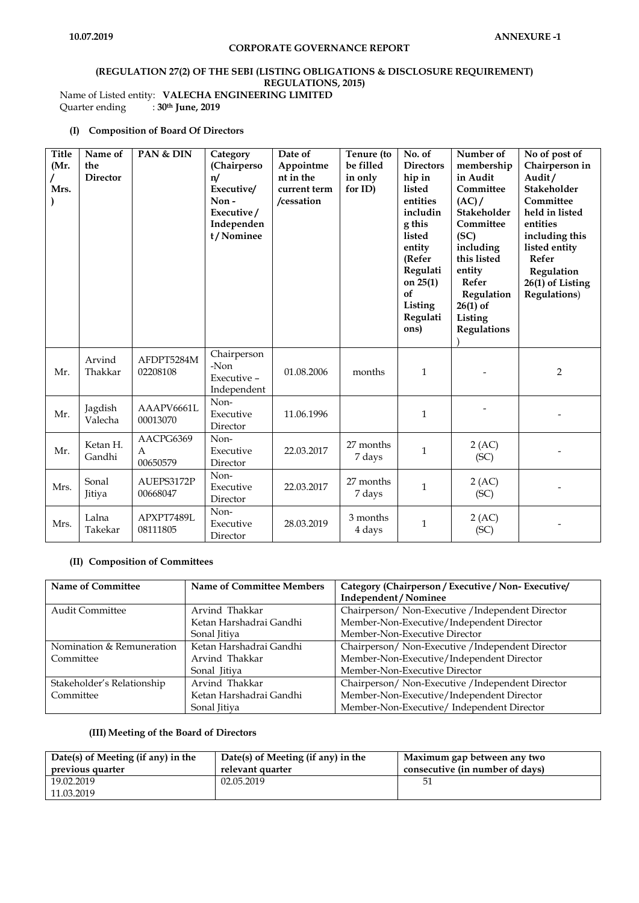10.07.2019 **ANNEXURE -1**

**CORPORATE GOVERNANCE REPORT**

**(REGULATION 27(2) OF THE SEBI (LISTING OBLIGATIONS & DISCLOSURE REQUIREMENT) REGULATIONS, 2015)**

Name of Listed entity: **VALECHA ENGINEERING LIMITED**
Quarter ending : **30th June, 2019**

### (I) Composition of Board Of Directors

| Title (Mr. / Mrs. ) | Name of the Director | PAN & DIN | Category (Chairperson/ Executive/ Non - Executive / Independent / Nominee | Date of Appointment in the current term /cessation | Tenure (to be filled in only for ID) | No. of Directorship in listed entities including this listed entity (Refer Regulation 25(1) of Listing Regulations) | Number of membership in Audit Committee (AC) / Stakeholder Committee (SC) including this listed entity Refer Regulation 26(1) of Listing Regulations ) | No of post of Chairperson in Audit / Stakeholder Committee held in listed entities including this listed entity Refer Regulation 26(1) of Listing Regulations) |
|---|---|---|---|---|---|---|---|---|
| Mr. | Arvind Thakkar | AFDPT5284M 02208108 | Chairperson -Non Executive – Independent | 01.08.2006 | months | 1 | - | 2 |
| Mr. | Jagdish Valecha | AAAPV6661L 00013070 | Non-Executive Director | 11.06.1996 | | 1 | - | - |
| Mr. | Ketan H. Gandhi | AACPG6369A 00650579 | Non-Executive Director | 22.03.2017 | 27 months 7 days | 1 | 2 (AC) (SC) | - |
| Mrs. | Sonal Jitiya | AUEPS3172P 00668047 | Non-Executive Director | 22.03.2017 | 27 months 7 days | 1 | 2 (AC) (SC) | - |
| Mrs. | Lalna Takekar | APXPT7489L 08111805 | Non-Executive Director | 28.03.2019 | 3 months 4 days | 1 | 2 (AC) (SC) | - |

### (II) Composition of Committees

| Name of Committee | Name of Committee Members | Category (Chairperson / Executive / Non- Executive/ Independent / Nominee |
|---|---|---|
| Audit Committee | Arvind Thakkar<br>Ketan Harshadrai Gandhi<br>Sonal Jitiya | Chairperson/ Non-Executive /Independent Director<br>Member-Non-Executive/Independent Director<br>Member-Non-Executive Director |
| Nomination & Remuneration Committee | Ketan Harshadrai Gandhi<br>Arvind Thakkar<br>Sonal Jitiya | Chairperson/ Non-Executive /Independent Director<br>Member-Non-Executive/Independent Director<br>Member-Non-Executive Director |
| Stakeholder's Relationship Committee | Arvind Thakkar<br>Ketan Harshadrai Gandhi<br>Sonal Jitiya | Chairperson/ Non-Executive /Independent Director<br>Member-Non-Executive/Independent Director<br>Member-Non-Executive/ Independent Director |

### (III) Meeting of the Board of Directors

| Date(s) of Meeting (if any) in the previous quarter | Date(s) of Meeting (if any) in the relevant quarter | Maximum gap between any two consecutive (in number of days) |
|---|---|---|
| 19.02.2019<br>11.03.2019 | 02.05.2019 | 51 |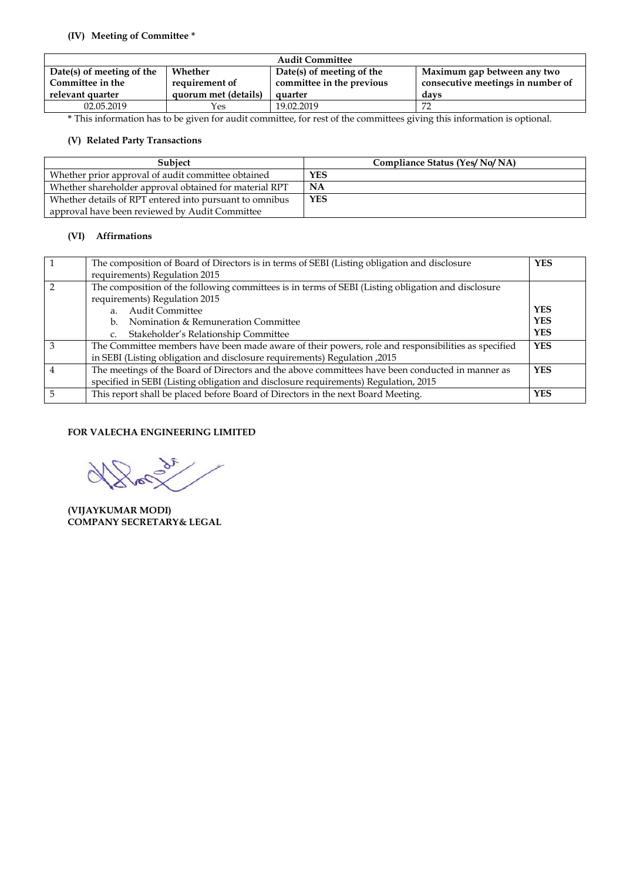#### (IV) Meeting of Committee *

| Audit Committee | | | |
|---|---|---|---|
| **Date(s) of meeting of the Committee in the relevant quarter** | **Whether requirement of quorum met (details)** | **Date(s) of meeting of the committee in the previous quarter** | **Maximum gap between any two consecutive meetings in number of days** |
| 02.05.2019 | Yes | 19.02.2019 | 72 |

**\*** This information has to be given for audit committee, for rest of the committees giving this information is optional.

#### (V) Related Party Transactions

| Subject | Compliance Status (Yes/ No/ NA) |
|---|---|
| Whether prior approval of audit committee obtained | **YES** |
| Whether shareholder approval obtained for material RPT | **NA** |
| Whether details of RPT entered into pursuant to omnibus approval have been reviewed by Audit Committee | **YES** |

#### (VI) Affirmations

| | | |
|---|---|---|
| 1 | The composition of Board of Directors is in terms of SEBI (Listing obligation and disclosure requirements) Regulation 2015 | **YES** |
| 2 | The composition of the following committees is in terms of SEBI (Listing obligation and disclosure requirements) Regulation 2015<br>a. Audit Committee<br>b. Nomination & Remuneration Committee<br>c. Stakeholder's Relationship Committee | <br><br>**YES**<br>**YES**<br>**YES** |
| 3 | The Committee members have been made aware of their powers, role and responsibilities as specified in SEBI (Listing obligation and disclosure requirements) Regulation ,2015 | **YES** |
| 4 | The meetings of the Board of Directors and the above committees have been conducted in manner as specified in SEBI (Listing obligation and disclosure requirements) Regulation, 2015 | **YES** |
| 5 | This report shall be placed before Board of Directors in the next Board Meeting. | **YES** |

**FOR VALECHA ENGINEERING LIMITED**

**(VIJAYKUMAR MODI)**
**COMPANY SECRETARY& LEGAL**